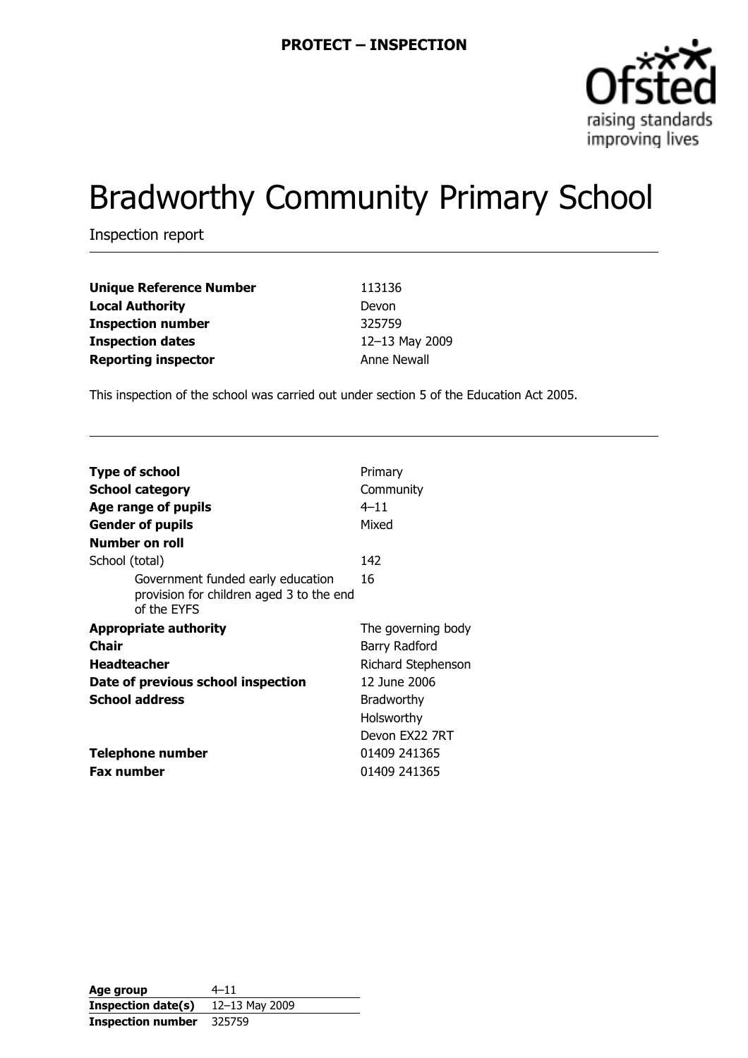**PROTECT – INSPECTION**

# Bradworthy Community Primary School

Inspection report

| | |
|---|---|
| **Unique Reference Number** | 113136 |
| **Local Authority** | Devon |
| **Inspection number** | 325759 |
| **Inspection dates** | 12–13 May 2009 |
| **Reporting inspector** | Anne Newall |

This inspection of the school was carried out under section 5 of the Education Act 2005.

| | |
|---|---|
| **Type of school** | Primary |
| **School category** | Community |
| **Age range of pupils** | 4–11 |
| **Gender of pupils** | Mixed |
| **Number on roll** | |
| School (total) | 142 |
| Government funded early education provision for children aged 3 to the end of the EYFS | 16 |
| **Appropriate authority** | The governing body |
| **Chair** | Barry Radford |
| **Headteacher** | Richard Stephenson |
| **Date of previous school inspection** | 12 June 2006 |
| **School address** | Bradworthy<br>Holsworthy<br>Devon EX22 7RT |
| **Telephone number** | 01409 241365 |
| **Fax number** | 01409 241365 |

| | |
|---|---|
| **Age group** | 4–11 |
| **Inspection date(s)** | 12–13 May 2009 |
| **Inspection number** | 325759 |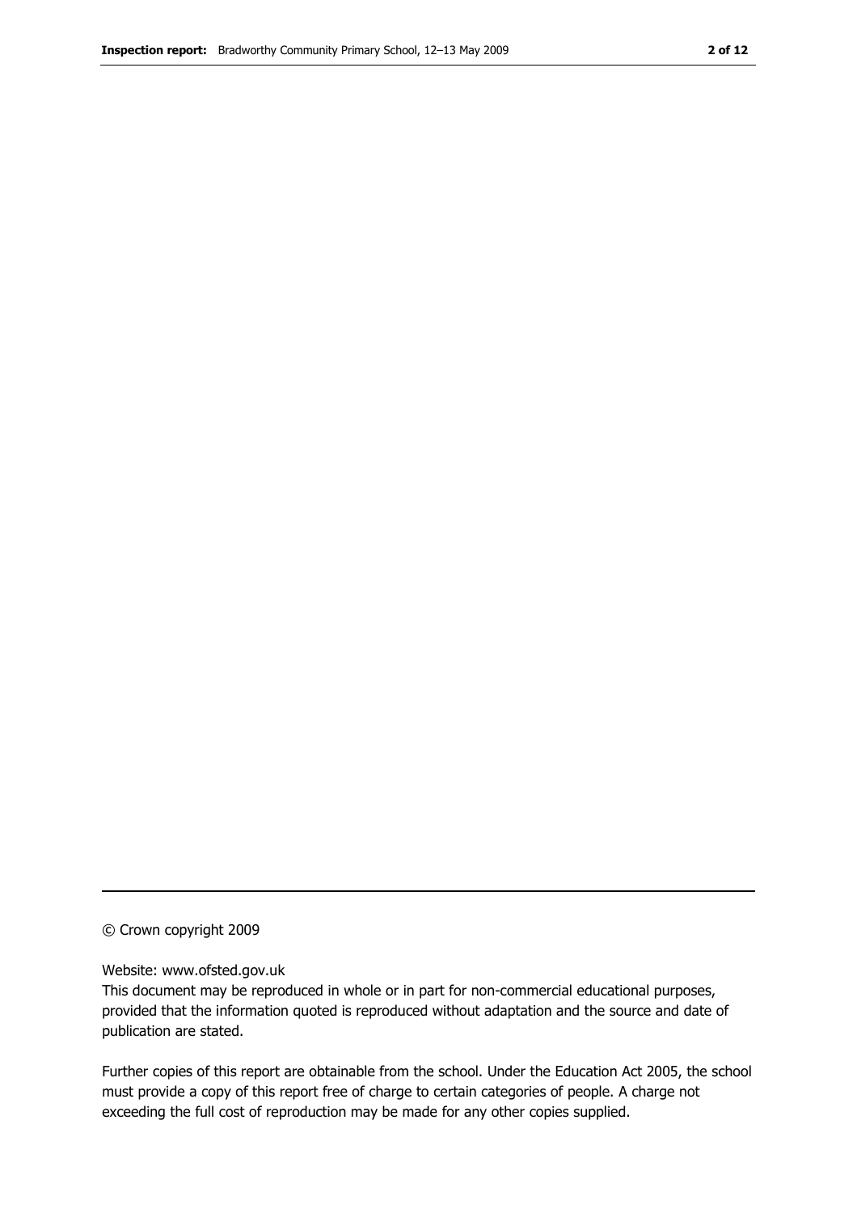© Crown copyright 2009

Website: www.ofsted.gov.uk

This document may be reproduced in whole or in part for non-commercial educational purposes, provided that the information quoted is reproduced without adaptation and the source and date of publication are stated.

Further copies of this report are obtainable from the school. Under the Education Act 2005, the school must provide a copy of this report free of charge to certain categories of people. A charge not exceeding the full cost of reproduction may be made for any other copies supplied.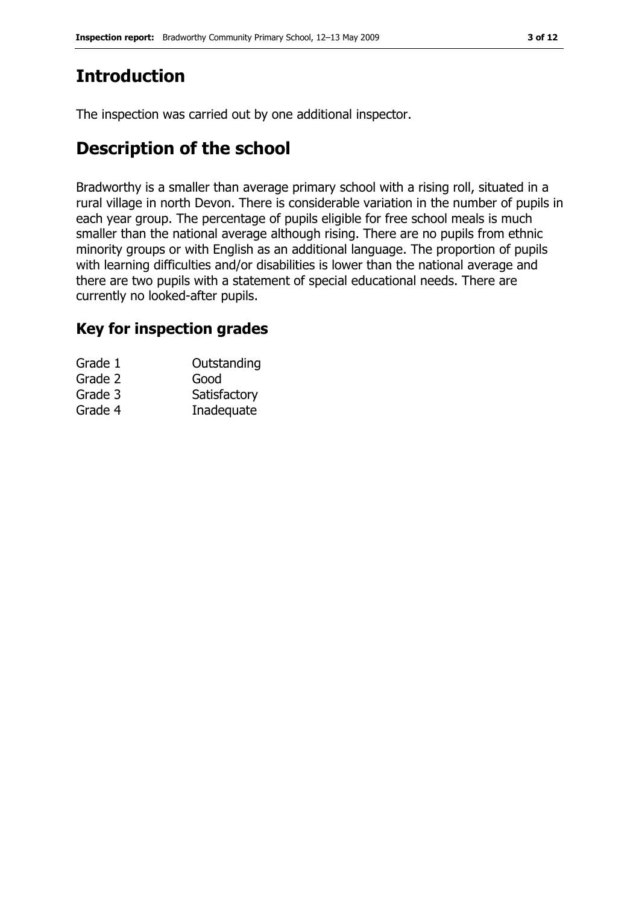# Introduction

The inspection was carried out by one additional inspector.

# Description of the school

Bradworthy is a smaller than average primary school with a rising roll, situated in a rural village in north Devon. There is considerable variation in the number of pupils in each year group. The percentage of pupils eligible for free school meals is much smaller than the national average although rising. There are no pupils from ethnic minority groups or with English as an additional language. The proportion of pupils with learning difficulties and/or disabilities is lower than the national average and there are two pupils with a statement of special educational needs. There are currently no looked-after pupils.

## Key for inspection grades

| | |
|---|---|
| Grade 1 | Outstanding |
| Grade 2 | Good |
| Grade 3 | Satisfactory |
| Grade 4 | Inadequate |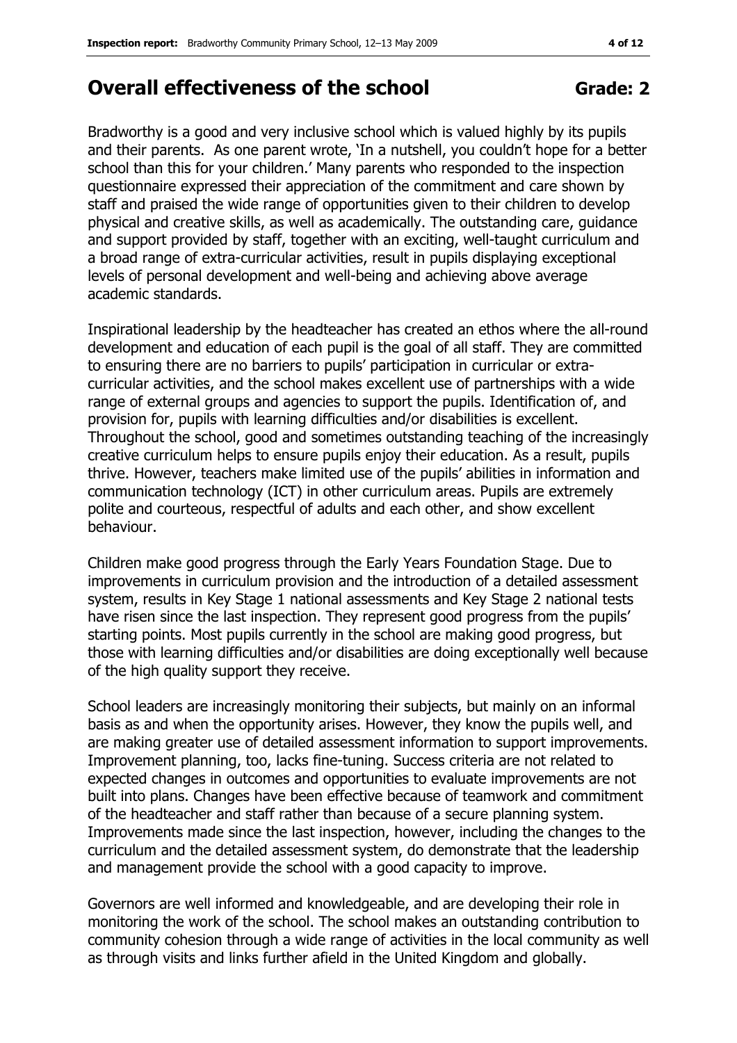# Overall effectiveness of the school **Grade: 2**

Bradworthy is a good and very inclusive school which is valued highly by its pupils and their parents. As one parent wrote, 'In a nutshell, you couldn't hope for a better school than this for your children.' Many parents who responded to the inspection questionnaire expressed their appreciation of the commitment and care shown by staff and praised the wide range of opportunities given to their children to develop physical and creative skills, as well as academically. The outstanding care, guidance and support provided by staff, together with an exciting, well-taught curriculum and a broad range of extra-curricular activities, result in pupils displaying exceptional levels of personal development and well-being and achieving above average academic standards.

Inspirational leadership by the headteacher has created an ethos where the all-round development and education of each pupil is the goal of all staff. They are committed to ensuring there are no barriers to pupils' participation in curricular or extra-curricular activities, and the school makes excellent use of partnerships with a wide range of external groups and agencies to support the pupils. Identification of, and provision for, pupils with learning difficulties and/or disabilities is excellent. Throughout the school, good and sometimes outstanding teaching of the increasingly creative curriculum helps to ensure pupils enjoy their education. As a result, pupils thrive. However, teachers make limited use of the pupils' abilities in information and communication technology (ICT) in other curriculum areas. Pupils are extremely polite and courteous, respectful of adults and each other, and show excellent behaviour.

Children make good progress through the Early Years Foundation Stage. Due to improvements in curriculum provision and the introduction of a detailed assessment system, results in Key Stage 1 national assessments and Key Stage 2 national tests have risen since the last inspection. They represent good progress from the pupils' starting points. Most pupils currently in the school are making good progress, but those with learning difficulties and/or disabilities are doing exceptionally well because of the high quality support they receive.

School leaders are increasingly monitoring their subjects, but mainly on an informal basis as and when the opportunity arises. However, they know the pupils well, and are making greater use of detailed assessment information to support improvements. Improvement planning, too, lacks fine-tuning. Success criteria are not related to expected changes in outcomes and opportunities to evaluate improvements are not built into plans. Changes have been effective because of teamwork and commitment of the headteacher and staff rather than because of a secure planning system. Improvements made since the last inspection, however, including the changes to the curriculum and the detailed assessment system, do demonstrate that the leadership and management provide the school with a good capacity to improve.

Governors are well informed and knowledgeable, and are developing their role in monitoring the work of the school. The school makes an outstanding contribution to community cohesion through a wide range of activities in the local community as well as through visits and links further afield in the United Kingdom and globally.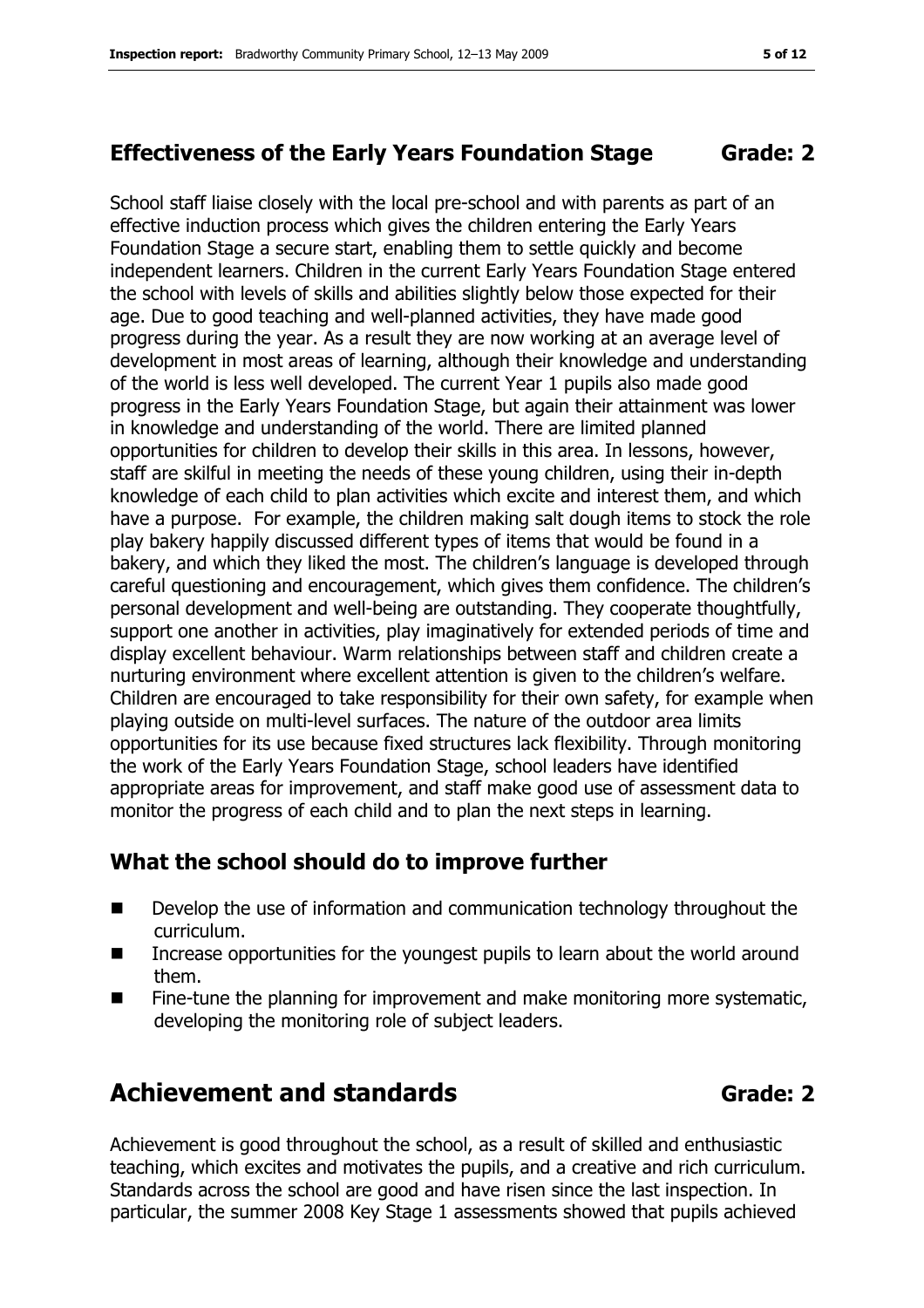## Effectiveness of the Early Years Foundation Stage Grade: 2

School staff liaise closely with the local pre-school and with parents as part of an effective induction process which gives the children entering the Early Years Foundation Stage a secure start, enabling them to settle quickly and become independent learners. Children in the current Early Years Foundation Stage entered the school with levels of skills and abilities slightly below those expected for their age. Due to good teaching and well-planned activities, they have made good progress during the year. As a result they are now working at an average level of development in most areas of learning, although their knowledge and understanding of the world is less well developed. The current Year 1 pupils also made good progress in the Early Years Foundation Stage, but again their attainment was lower in knowledge and understanding of the world. There are limited planned opportunities for children to develop their skills in this area. In lessons, however, staff are skilful in meeting the needs of these young children, using their in-depth knowledge of each child to plan activities which excite and interest them, and which have a purpose. For example, the children making salt dough items to stock the role play bakery happily discussed different types of items that would be found in a bakery, and which they liked the most. The children's language is developed through careful questioning and encouragement, which gives them confidence. The children's personal development and well-being are outstanding. They cooperate thoughtfully, support one another in activities, play imaginatively for extended periods of time and display excellent behaviour. Warm relationships between staff and children create a nurturing environment where excellent attention is given to the children's welfare. Children are encouraged to take responsibility for their own safety, for example when playing outside on multi-level surfaces. The nature of the outdoor area limits opportunities for its use because fixed structures lack flexibility. Through monitoring the work of the Early Years Foundation Stage, school leaders have identified appropriate areas for improvement, and staff make good use of assessment data to monitor the progress of each child and to plan the next steps in learning.

## What the school should do to improve further

- Develop the use of information and communication technology throughout the curriculum.
- Increase opportunities for the youngest pupils to learn about the world around them.
- Fine-tune the planning for improvement and make monitoring more systematic, developing the monitoring role of subject leaders.

# Achievement and standards Grade: 2

Achievement is good throughout the school, as a result of skilled and enthusiastic teaching, which excites and motivates the pupils, and a creative and rich curriculum. Standards across the school are good and have risen since the last inspection. In particular, the summer 2008 Key Stage 1 assessments showed that pupils achieved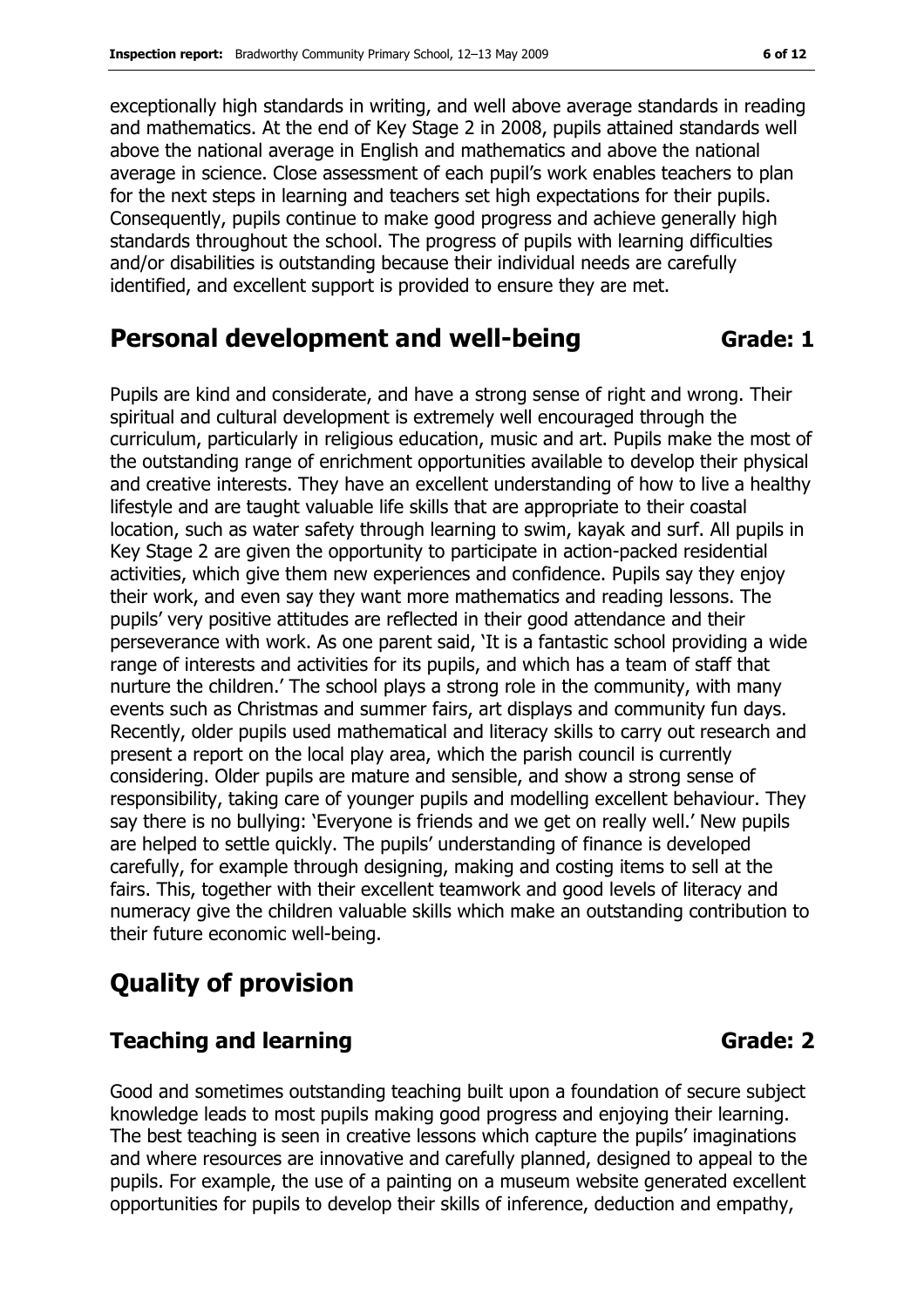exceptionally high standards in writing, and well above average standards in reading and mathematics. At the end of Key Stage 2 in 2008, pupils attained standards well above the national average in English and mathematics and above the national average in science. Close assessment of each pupil's work enables teachers to plan for the next steps in learning and teachers set high expectations for their pupils. Consequently, pupils continue to make good progress and achieve generally high standards throughout the school. The progress of pupils with learning difficulties and/or disabilities is outstanding because their individual needs are carefully identified, and excellent support is provided to ensure they are met.

## Personal development and well-being — Grade: 1

Pupils are kind and considerate, and have a strong sense of right and wrong. Their spiritual and cultural development is extremely well encouraged through the curriculum, particularly in religious education, music and art. Pupils make the most of the outstanding range of enrichment opportunities available to develop their physical and creative interests. They have an excellent understanding of how to live a healthy lifestyle and are taught valuable life skills that are appropriate to their coastal location, such as water safety through learning to swim, kayak and surf. All pupils in Key Stage 2 are given the opportunity to participate in action-packed residential activities, which give them new experiences and confidence. Pupils say they enjoy their work, and even say they want more mathematics and reading lessons. The pupils' very positive attitudes are reflected in their good attendance and their perseverance with work. As one parent said, 'It is a fantastic school providing a wide range of interests and activities for its pupils, and which has a team of staff that nurture the children.' The school plays a strong role in the community, with many events such as Christmas and summer fairs, art displays and community fun days. Recently, older pupils used mathematical and literacy skills to carry out research and present a report on the local play area, which the parish council is currently considering. Older pupils are mature and sensible, and show a strong sense of responsibility, taking care of younger pupils and modelling excellent behaviour. They say there is no bullying: 'Everyone is friends and we get on really well.' New pupils are helped to settle quickly. The pupils' understanding of finance is developed carefully, for example through designing, making and costing items to sell at the fairs. This, together with their excellent teamwork and good levels of literacy and numeracy give the children valuable skills which make an outstanding contribution to their future economic well-being.

# Quality of provision

## Teaching and learning — Grade: 2

Good and sometimes outstanding teaching built upon a foundation of secure subject knowledge leads to most pupils making good progress and enjoying their learning. The best teaching is seen in creative lessons which capture the pupils' imaginations and where resources are innovative and carefully planned, designed to appeal to the pupils. For example, the use of a painting on a museum website generated excellent opportunities for pupils to develop their skills of inference, deduction and empathy,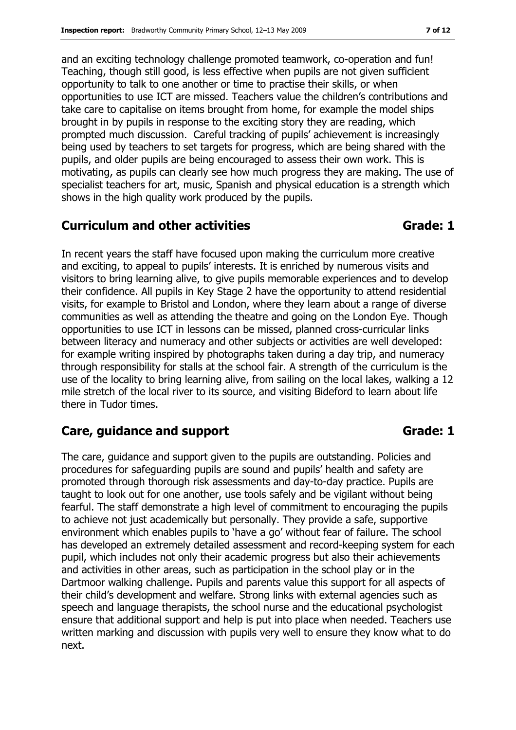and an exciting technology challenge promoted teamwork, co-operation and fun! Teaching, though still good, is less effective when pupils are not given sufficient opportunity to talk to one another or time to practise their skills, or when opportunities to use ICT are missed. Teachers value the children's contributions and take care to capitalise on items brought from home, for example the model ships brought in by pupils in response to the exciting story they are reading, which prompted much discussion. Careful tracking of pupils' achievement is increasingly being used by teachers to set targets for progress, which are being shared with the pupils, and older pupils are being encouraged to assess their own work. This is motivating, as pupils can clearly see how much progress they are making. The use of specialist teachers for art, music, Spanish and physical education is a strength which shows in the high quality work produced by the pupils.

## Curriculum and other activities — Grade: 1

In recent years the staff have focused upon making the curriculum more creative and exciting, to appeal to pupils' interests. It is enriched by numerous visits and visitors to bring learning alive, to give pupils memorable experiences and to develop their confidence. All pupils in Key Stage 2 have the opportunity to attend residential visits, for example to Bristol and London, where they learn about a range of diverse communities as well as attending the theatre and going on the London Eye. Though opportunities to use ICT in lessons can be missed, planned cross-curricular links between literacy and numeracy and other subjects or activities are well developed: for example writing inspired by photographs taken during a day trip, and numeracy through responsibility for stalls at the school fair. A strength of the curriculum is the use of the locality to bring learning alive, from sailing on the local lakes, walking a 12 mile stretch of the local river to its source, and visiting Bideford to learn about life there in Tudor times.

## Care, guidance and support — Grade: 1

The care, guidance and support given to the pupils are outstanding. Policies and procedures for safeguarding pupils are sound and pupils' health and safety are promoted through thorough risk assessments and day-to-day practice. Pupils are taught to look out for one another, use tools safely and be vigilant without being fearful. The staff demonstrate a high level of commitment to encouraging the pupils to achieve not just academically but personally. They provide a safe, supportive environment which enables pupils to 'have a go' without fear of failure. The school has developed an extremely detailed assessment and record-keeping system for each pupil, which includes not only their academic progress but also their achievements and activities in other areas, such as participation in the school play or in the Dartmoor walking challenge. Pupils and parents value this support for all aspects of their child's development and welfare. Strong links with external agencies such as speech and language therapists, the school nurse and the educational psychologist ensure that additional support and help is put into place when needed. Teachers use written marking and discussion with pupils very well to ensure they know what to do next.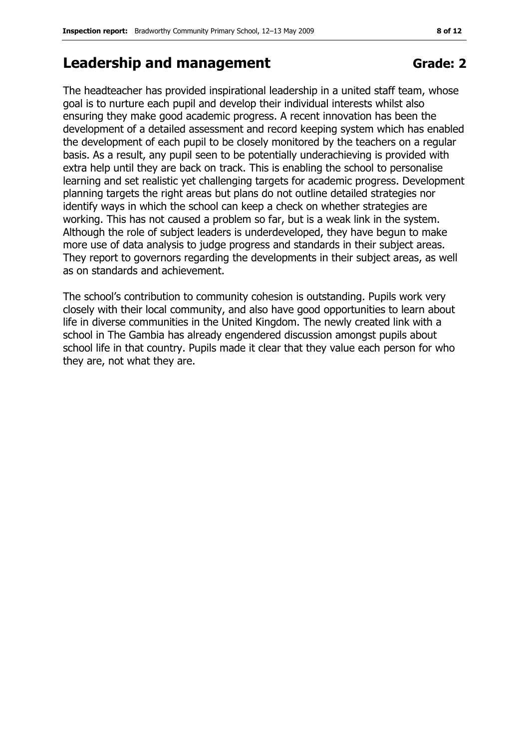## Leadership and management Grade: 2

The headteacher has provided inspirational leadership in a united staff team, whose goal is to nurture each pupil and develop their individual interests whilst also ensuring they make good academic progress. A recent innovation has been the development of a detailed assessment and record keeping system which has enabled the development of each pupil to be closely monitored by the teachers on a regular basis. As a result, any pupil seen to be potentially underachieving is provided with extra help until they are back on track. This is enabling the school to personalise learning and set realistic yet challenging targets for academic progress. Development planning targets the right areas but plans do not outline detailed strategies nor identify ways in which the school can keep a check on whether strategies are working. This has not caused a problem so far, but is a weak link in the system. Although the role of subject leaders is underdeveloped, they have begun to make more use of data analysis to judge progress and standards in their subject areas. They report to governors regarding the developments in their subject areas, as well as on standards and achievement.

The school's contribution to community cohesion is outstanding. Pupils work very closely with their local community, and also have good opportunities to learn about life in diverse communities in the United Kingdom. The newly created link with a school in The Gambia has already engendered discussion amongst pupils about school life in that country. Pupils made it clear that they value each person for who they are, not what they are.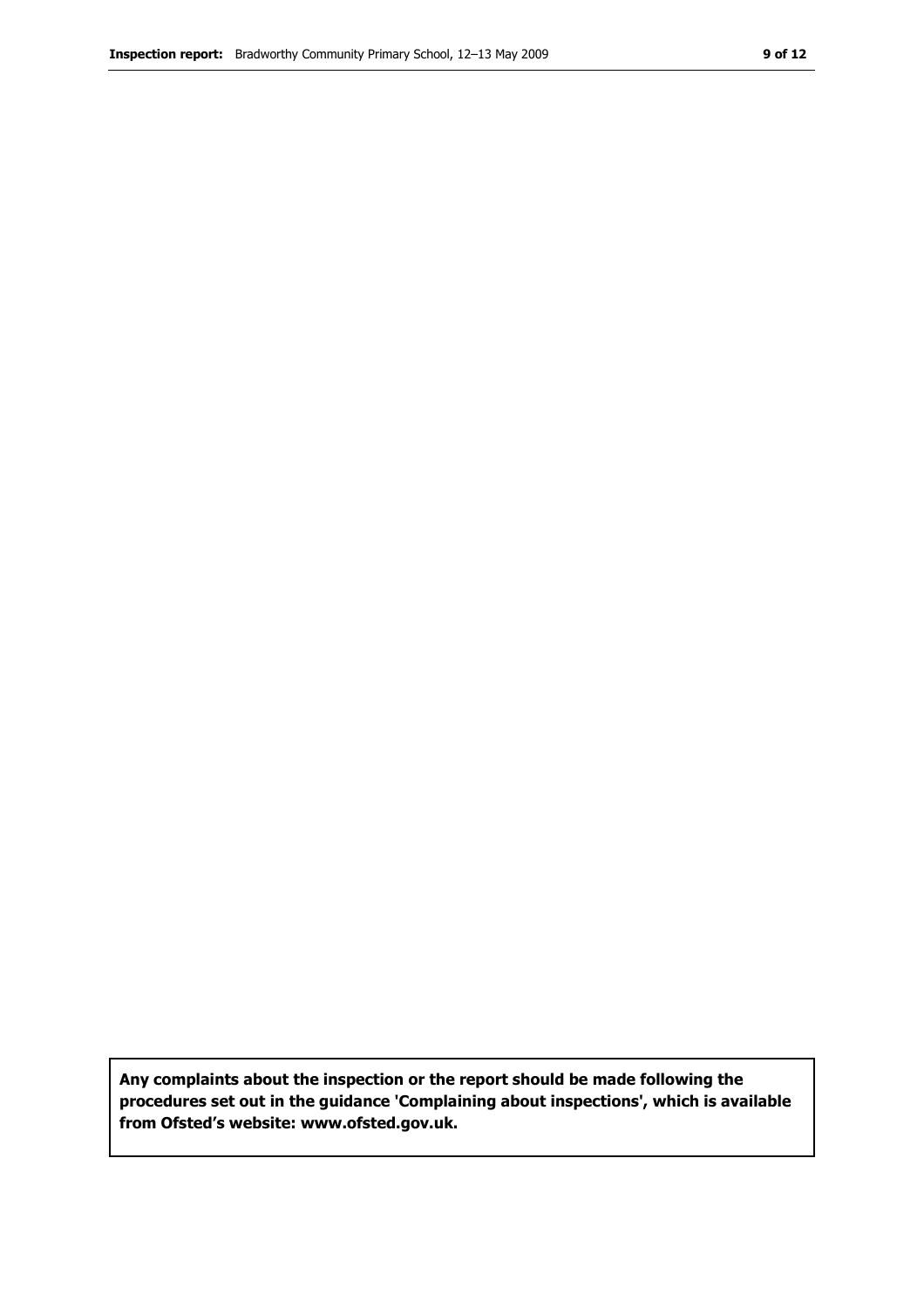**Any complaints about the inspection or the report should be made following the procedures set out in the guidance 'Complaining about inspections', which is available from Ofsted's website: www.ofsted.gov.uk.**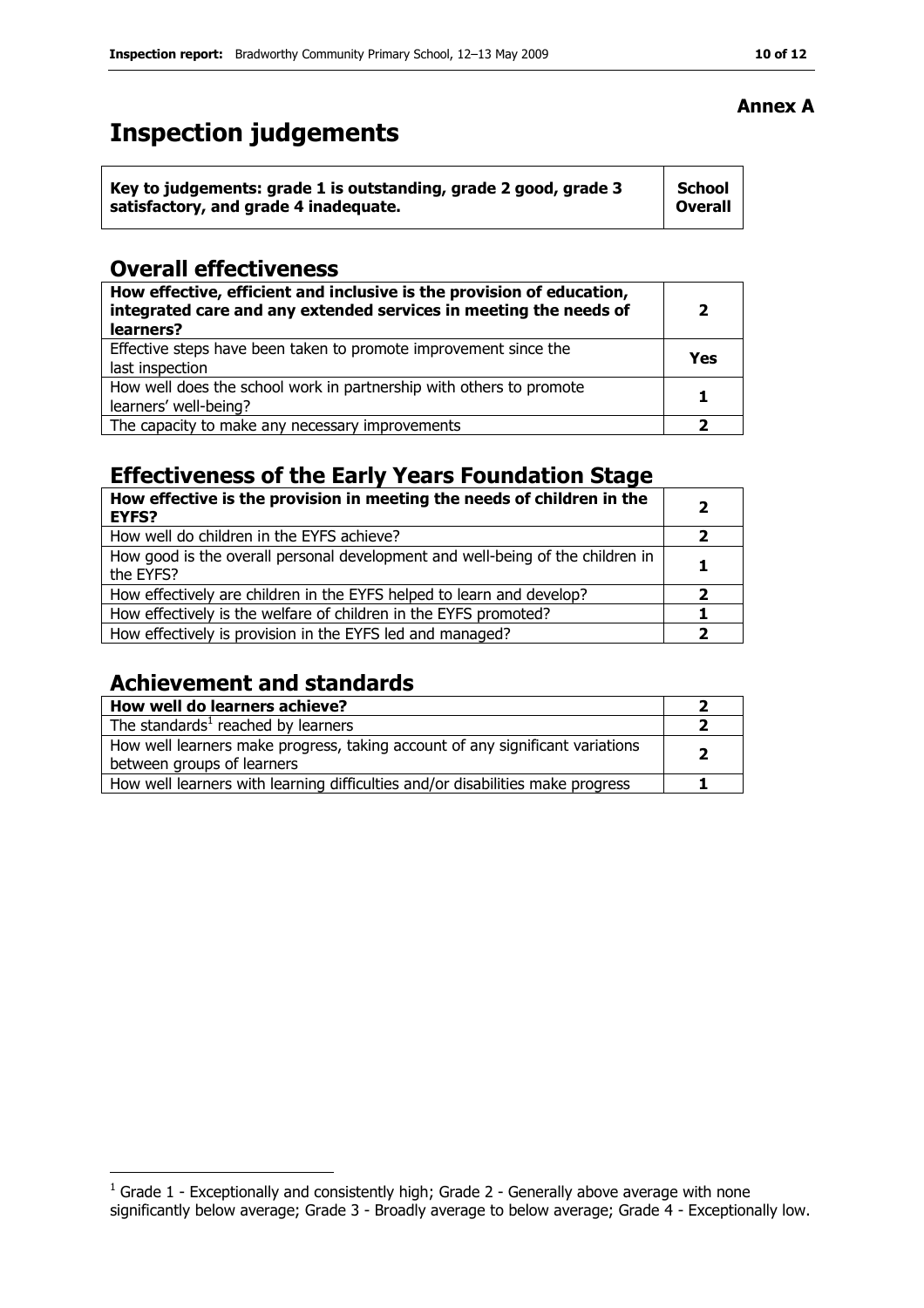**Annex A**

# Inspection judgements

| Key to judgements: grade 1 is outstanding, grade 2 good, grade 3 satisfactory, and grade 4 inadequate. | School Overall |
|---|---|

## Overall effectiveness

| | |
|---|---|
| **How effective, efficient and inclusive is the provision of education, integrated care and any extended services in meeting the needs of learners?** | **2** |
| Effective steps have been taken to promote improvement since the last inspection | **Yes** |
| How well does the school work in partnership with others to promote learners' well-being? | **1** |
| The capacity to make any necessary improvements | **2** |

## Effectiveness of the Early Years Foundation Stage

| | |
|---|---|
| **How effective is the provision in meeting the needs of children in the EYFS?** | **2** |
| How well do children in the EYFS achieve? | **2** |
| How good is the overall personal development and well-being of the children in the EYFS? | **1** |
| How effectively are children in the EYFS helped to learn and develop? | **2** |
| How effectively is the welfare of children in the EYFS promoted? | **1** |
| How effectively is provision in the EYFS led and managed? | **2** |

## Achievement and standards

| | |
|---|---|
| **How well do learners achieve?** | **2** |
| The standards[1] reached by learners | **2** |
| How well learners make progress, taking account of any significant variations between groups of learners | **2** |
| How well learners with learning difficulties and/or disabilities make progress | **1** |

[1] Grade 1 - Exceptionally and consistently high; Grade 2 - Generally above average with none significantly below average; Grade 3 - Broadly average to below average; Grade 4 - Exceptionally low.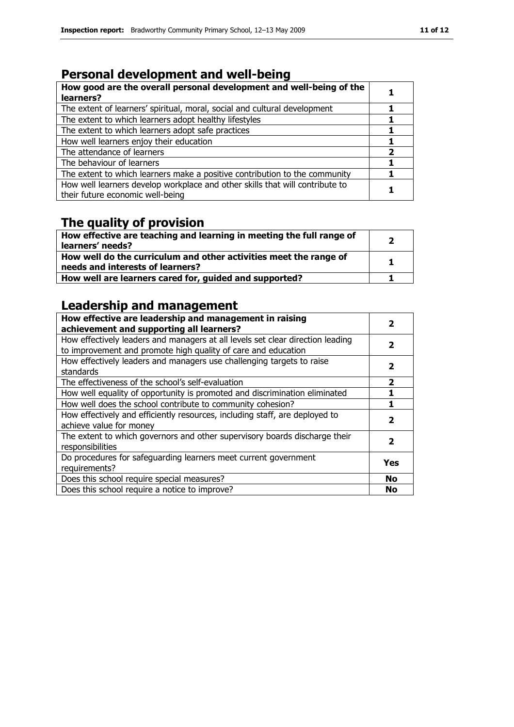## Personal development and well-being

| **How good are the overall personal development and well-being of the learners?** | **1** |
|---|---|
| The extent of learners' spiritual, moral, social and cultural development | **1** |
| The extent to which learners adopt healthy lifestyles | **1** |
| The extent to which learners adopt safe practices | **1** |
| How well learners enjoy their education | **1** |
| The attendance of learners | **2** |
| The behaviour of learners | **1** |
| The extent to which learners make a positive contribution to the community | **1** |
| How well learners develop workplace and other skills that will contribute to their future economic well-being | **1** |

## The quality of provision

| **How effective are teaching and learning in meeting the full range of learners' needs?** | **2** |
|---|---|
| **How well do the curriculum and other activities meet the range of needs and interests of learners?** | **1** |
| **How well are learners cared for, guided and supported?** | **1** |

## Leadership and management

| **How effective are leadership and management in raising achievement and supporting all learners?** | **2** |
|---|---|
| How effectively leaders and managers at all levels set clear direction leading to improvement and promote high quality of care and education | **2** |
| How effectively leaders and managers use challenging targets to raise standards | **2** |
| The effectiveness of the school's self-evaluation | **2** |
| How well equality of opportunity is promoted and discrimination eliminated | **1** |
| How well does the school contribute to community cohesion? | **1** |
| How effectively and efficiently resources, including staff, are deployed to achieve value for money | **2** |
| The extent to which governors and other supervisory boards discharge their responsibilities | **2** |
| Do procedures for safeguarding learners meet current government requirements? | **Yes** |
| Does this school require special measures? | **No** |
| Does this school require a notice to improve? | **No** |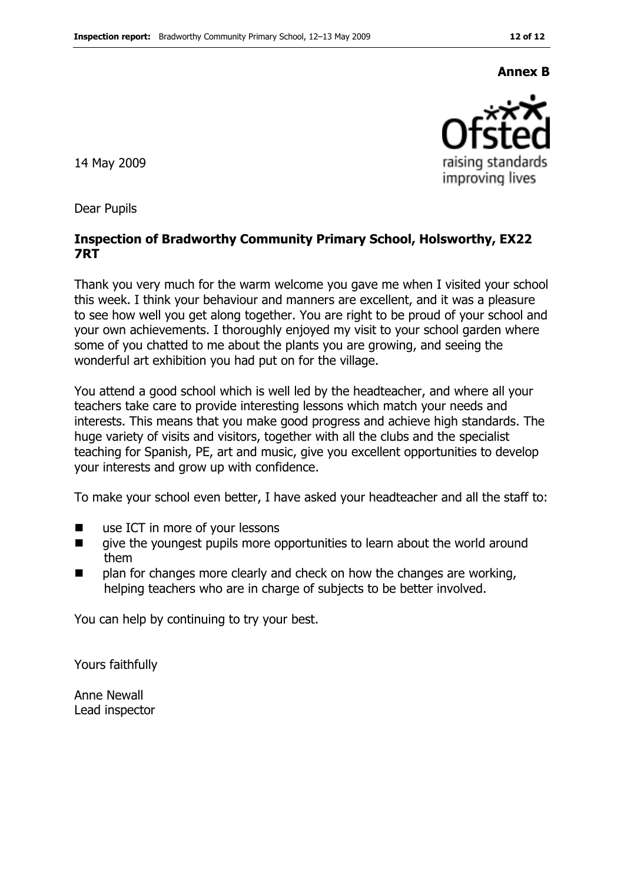**Annex B**

14 May 2009

Dear Pupils

**Inspection of Bradworthy Community Primary School, Holsworthy, EX22 7RT**

Thank you very much for the warm welcome you gave me when I visited your school this week. I think your behaviour and manners are excellent, and it was a pleasure to see how well you get along together. You are right to be proud of your school and your own achievements. I thoroughly enjoyed my visit to your school garden where some of you chatted to me about the plants you are growing, and seeing the wonderful art exhibition you had put on for the village.

You attend a good school which is well led by the headteacher, and where all your teachers take care to provide interesting lessons which match your needs and interests. This means that you make good progress and achieve high standards. The huge variety of visits and visitors, together with all the clubs and the specialist teaching for Spanish, PE, art and music, give you excellent opportunities to develop your interests and grow up with confidence.

To make your school even better, I have asked your headteacher and all the staff to:

- use ICT in more of your lessons
- give the youngest pupils more opportunities to learn about the world around them
- plan for changes more clearly and check on how the changes are working, helping teachers who are in charge of subjects to be better involved.

You can help by continuing to try your best.

Yours faithfully

Anne Newall
Lead inspector